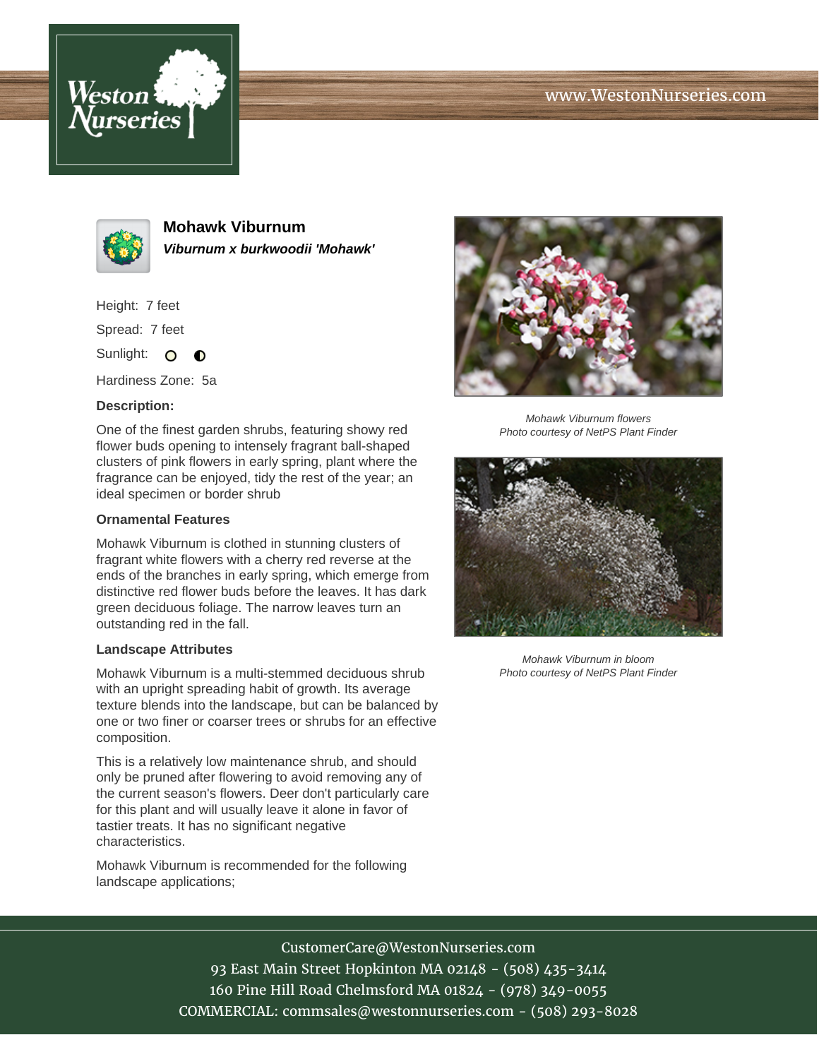# Mohawk Viburnum

***Viburnum x burkwoodii 'Mohawk'***

Height: 7 feet

Spread: 7 feet

Sunlight: ○ ◐

Hardiness Zone: 5a

**Description:**

One of the finest garden shrubs, featuring showy red flower buds opening to intensely fragrant ball-shaped clusters of pink flowers in early spring, plant where the fragrance can be enjoyed, tidy the rest of the year; an ideal specimen or border shrub

**Ornamental Features**

Mohawk Viburnum is clothed in stunning clusters of fragrant white flowers with a cherry red reverse at the ends of the branches in early spring, which emerge from distinctive red flower buds before the leaves. It has dark green deciduous foliage. The narrow leaves turn an outstanding red in the fall.

**Landscape Attributes**

Mohawk Viburnum is a multi-stemmed deciduous shrub with an upright spreading habit of growth. Its average texture blends into the landscape, but can be balanced by one or two finer or coarser trees or shrubs for an effective composition.

This is a relatively low maintenance shrub, and should only be pruned after flowering to avoid removing any of the current season's flowers. Deer don't particularly care for this plant and will usually leave it alone in favor of tastier treats. It has no significant negative characteristics.

Mohawk Viburnum is recommended for the following landscape applications;

*Mohawk Viburnum flowers*
*Photo courtesy of NetPS Plant Finder*

*Mohawk Viburnum in bloom*
*Photo courtesy of NetPS Plant Finder*

CustomerCare@WestonNurseries.com
93 East Main Street Hopkinton MA 02148 - (508) 435-3414
160 Pine Hill Road Chelmsford MA 01824 - (978) 349-0055
COMMERCIAL: commsales@westonnurseries.com - (508) 293-8028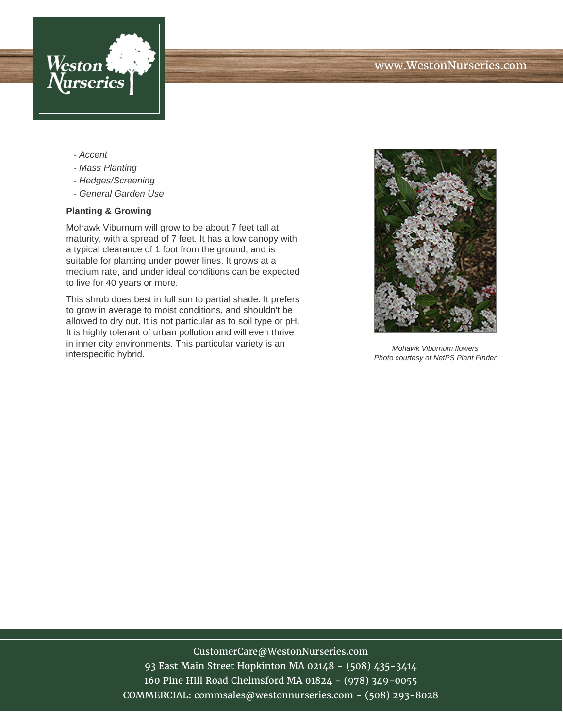- *Accent*
- *Mass Planting*
- *Hedges/Screening*
- *General Garden Use*

**Planting & Growing**

Mohawk Viburnum will grow to be about 7 feet tall at maturity, with a spread of 7 feet. It has a low canopy with a typical clearance of 1 foot from the ground, and is suitable for planting under power lines. It grows at a medium rate, and under ideal conditions can be expected to live for 40 years or more.

This shrub does best in full sun to partial shade. It prefers to grow in average to moist conditions, and shouldn't be allowed to dry out. It is not particular as to soil type or pH. It is highly tolerant of urban pollution and will even thrive in inner city environments. This particular variety is an interspecific hybrid.

*Mohawk Viburnum flowers*
*Photo courtesy of NetPS Plant Finder*